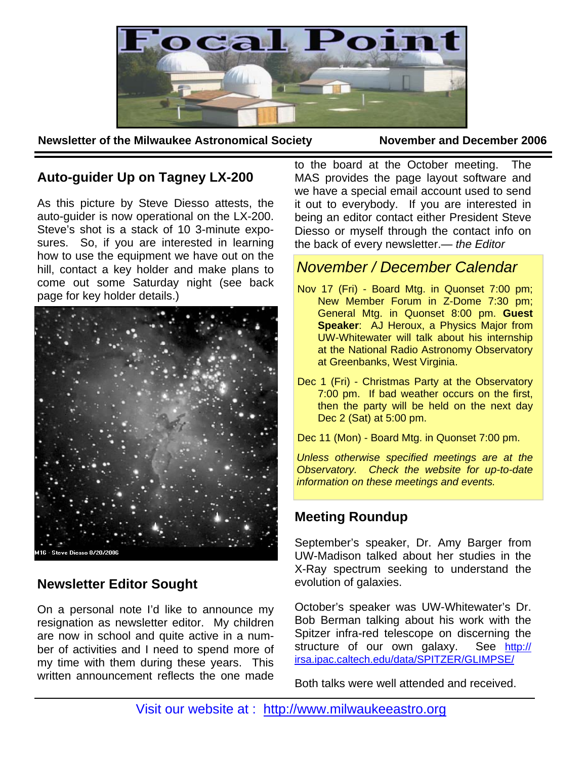# Focal Point

**Newsletter of the Milwaukee Astronomical Society** **November and December 2006**

## Auto-guider Up on Tagney LX-200

As this picture by Steve Diesso attests, the auto-guider is now operational on the LX-200. Steve's shot is a stack of 10 3-minute exposures. So, if you are interested in learning how to use the equipment we have out on the hill, contact a key holder and make plans to come out some Saturday night (see back page for key holder details.)

M16 - Steve Diesso 8/20/2006

## Newsletter Editor Sought

On a personal note I'd like to announce my resignation as newsletter editor. My children are now in school and quite active in a number of activities and I need to spend more of my time with them during these years. This written announcement reflects the one made to the board at the October meeting. The MAS provides the page layout software and we have a special email account used to send it out to everybody. If you are interested in being an editor contact either President Steve Diesso or myself through the contact info on the back of every newsletter.— *the Editor*

## *November / December Calendar*

Nov 17 (Fri) - Board Mtg. in Quonset 7:00 pm; New Member Forum in Z-Dome 7:30 pm; General Mtg. in Quonset 8:00 pm. **Guest Speaker**: AJ Heroux, a Physics Major from UW-Whitewater will talk about his internship at the National Radio Astronomy Observatory at Greenbanks, West Virginia.

Dec 1 (Fri) - Christmas Party at the Observatory 7:00 pm. If bad weather occurs on the first, then the party will be held on the next day Dec 2 (Sat) at 5:00 pm.

Dec 11 (Mon) - Board Mtg. in Quonset 7:00 pm.

*Unless otherwise specified meetings are at the Observatory. Check the website for up-to-date information on these meetings and events.*

## Meeting Roundup

September's speaker, Dr. Amy Barger from UW-Madison talked about her studies in the X-Ray spectrum seeking to understand the evolution of galaxies.

October's speaker was UW-Whitewater's Dr. Bob Berman talking about his work with the Spitzer infra-red telescope on discerning the structure of our own galaxy. See http://irsa.ipac.caltech.edu/data/SPITZER/GLIMPSE/

Both talks were well attended and received.

Visit our website at : http://www.milwaukeeastro.org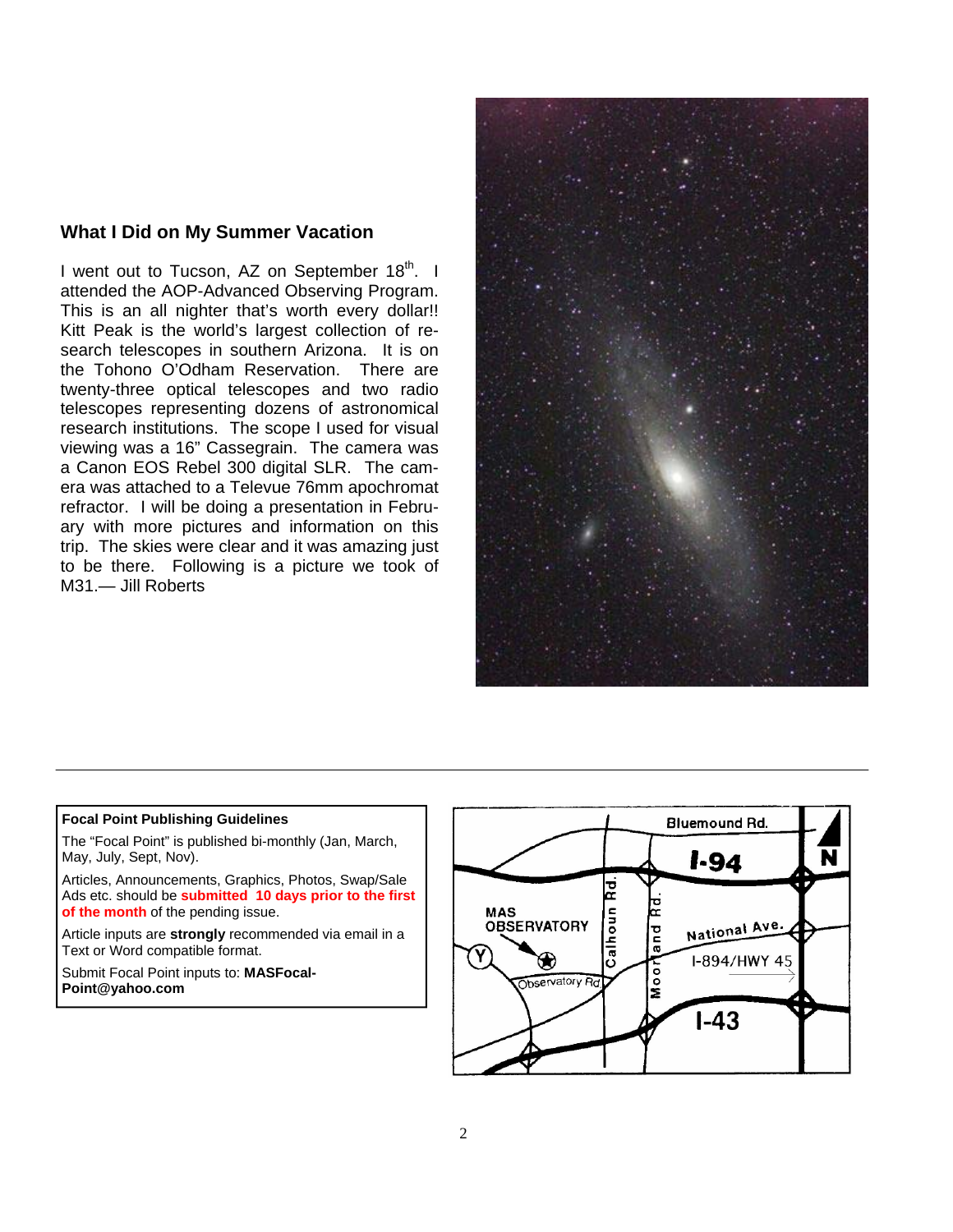## What I Did on My Summer Vacation

I went out to Tucson, AZ on September 18th. I attended the AOP-Advanced Observing Program. This is an all nighter that's worth every dollar!! Kitt Peak is the world's largest collection of research telescopes in southern Arizona. It is on the Tohono O'Odham Reservation. There are twenty-three optical telescopes and two radio telescopes representing dozens of astronomical research institutions. The scope I used for visual viewing was a 16" Cassegrain. The camera was a Canon EOS Rebel 300 digital SLR. The camera was attached to a Televue 76mm apochromat refractor. I will be doing a presentation in February with more pictures and information on this trip. The skies were clear and it was amazing just to be there. Following is a picture we took of M31.— Jill Roberts

---

**Focal Point Publishing Guidelines**

The "Focal Point" is published bi-monthly (Jan, March, May, July, Sept, Nov).

Articles, Announcements, Graphics, Photos, Swap/Sale Ads etc. should be **submitted 10 days prior to the first of the month** of the pending issue.

Article inputs are **strongly** recommended via email in a Text or Word compatible format.

Submit Focal Point inputs to: **MASFocal-Point@yahoo.com**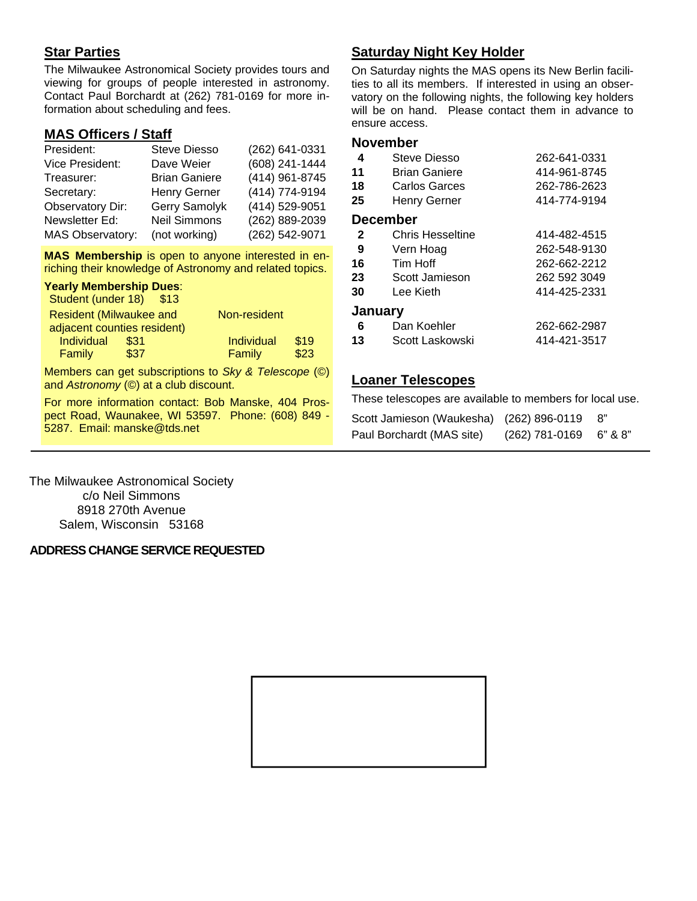## Star Parties

The Milwaukee Astronomical Society provides tours and viewing for groups of people interested in astronomy. Contact Paul Borchardt at (262) 781-0169 for more information about scheduling and fees.

## MAS Officers / Staff

| | | |
|---|---|---|
| President: | Steve Diesso | (262) 641-0331 |
| Vice President: | Dave Weier | (608) 241-1444 |
| Treasurer: | Brian Ganiere | (414) 961-8745 |
| Secretary: | Henry Gerner | (414) 774-9194 |
| Observatory Dir: | Gerry Samolyk | (414) 529-9051 |
| Newsletter Ed: | Neil Simmons | (262) 889-2039 |
| MAS Observatory: | (not working) | (262) 542-9071 |

**MAS Membership** is open to anyone interested in enriching their knowledge of Astronomy and related topics.

**Yearly Membership Dues**:

Student (under 18) $13

| Resident (Milwaukee and adjacent counties resident) | | Non-resident | |
|---|---|---|---|
| Individual | $31 | Individual | $19 |
| Family | $37 | Family | $23 |

Members can get subscriptions to *Sky & Telescope* (©) and *Astronomy* (©) at a club discount.

For more information contact: Bob Manske, 404 Prospect Road, Waunakee, WI 53597. Phone: (608) 849 - 5287. Email: manske@tds.net

## Saturday Night Key Holder

On Saturday nights the MAS opens its New Berlin facilities to all its members. If interested in using an observatory on the following nights, the following key holders will be on hand. Please contact them in advance to ensure access.

### November

| | | |
|---|---|---|
| **4** | Steve Diesso | 262-641-0331 |
| **11** | Brian Ganiere | 414-961-8745 |
| **18** | Carlos Garces | 262-786-2623 |
| **25** | Henry Gerner | 414-774-9194 |

### December

| | | |
|---|---|---|
| **2** | Chris Hesseltine | 414-482-4515 |
| **9** | Vern Hoag | 262-548-9130 |
| **16** | Tim Hoff | 262-662-2212 |
| **23** | Scott Jamieson | 262 592 3049 |
| **30** | Lee Kieth | 414-425-2331 |

### January

| | | |
|---|---|---|
| **6** | Dan Koehler | 262-662-2987 |
| **13** | Scott Laskowski | 414-421-3517 |

## Loaner Telescopes

These telescopes are available to members for local use.

| | | |
|---|---|---|
| Scott Jamieson (Waukesha) | (262) 896-0119 | 8" |
| Paul Borchardt (MAS site) | (262) 781-0169 | 6" & 8" |

The Milwaukee Astronomical Society
c/o Neil Simmons
8918 270th Avenue
Salem, Wisconsin 53168

**ADDRESS CHANGE SERVICE REQUESTED**